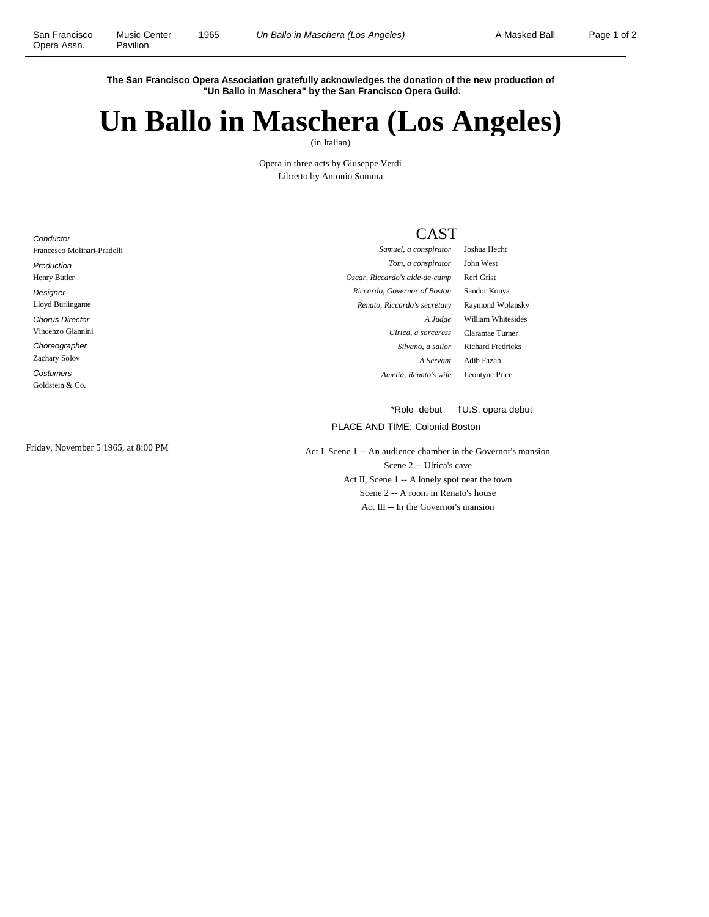**The San Francisco Opera Association gratefully acknowledges the donation of the new production of "Un Ballo in Maschera" by the San Francisco Opera Guild.**

# Un Ballo in Maschera (Los Angeles)

(in Italian)

Opera in three acts by Giuseppe Verdi
Libretto by Antonio Somma

*Conductor*
Francesco Molinari-Pradelli

*Production*
Henry Butler

*Designer*
Lloyd Burlingame

*Chorus Director*
Vincenzo Giannini

*Choreographer*
Zachary Solov

*Costumers*
Goldstein & Co.

## CAST

| | |
|---|---|
| *Samuel, a conspirator* | Joshua Hecht |
| *Tom, a conspirator* | John West |
| *Oscar, Riccardo's aide-de-camp* | Reri Grist |
| *Riccardo, Governor of Boston* | Sandor Konya |
| *Renato, Riccardo's secretary* | Raymond Wolansky |
| *A Judge* | William Whitesides |
| *Ulrica, a sorceress* | Claramae Turner |
| *Silvano, a sailor* | Richard Fredricks |
| *A Servant* | Adib Fazah |
| *Amelia, Renato's wife* | Leontyne Price |

*Role debut †U.S. opera debut

PLACE AND TIME: Colonial Boston

Friday, November 5 1965, at 8:00 PM

Act I, Scene 1 -- An audience chamber in the Governor's mansion
Scene 2 -- Ulrica's cave
Act II, Scene 1 -- A lonely spot near the town
Scene 2 -- A room in Renato's house
Act III -- In the Governor's mansion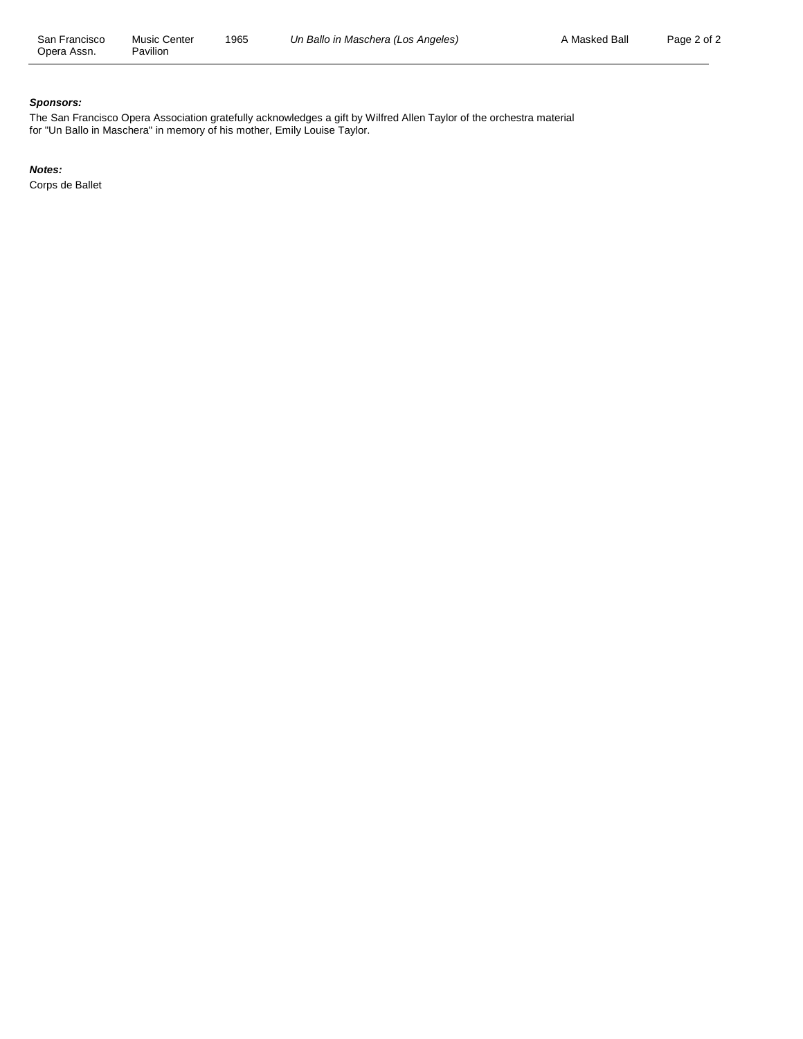***Sponsors:***

The San Francisco Opera Association gratefully acknowledges a gift by Wilfred Allen Taylor of the orchestra material for "Un Ballo in Maschera" in memory of his mother, Emily Louise Taylor.

***Notes:***

Corps de Ballet